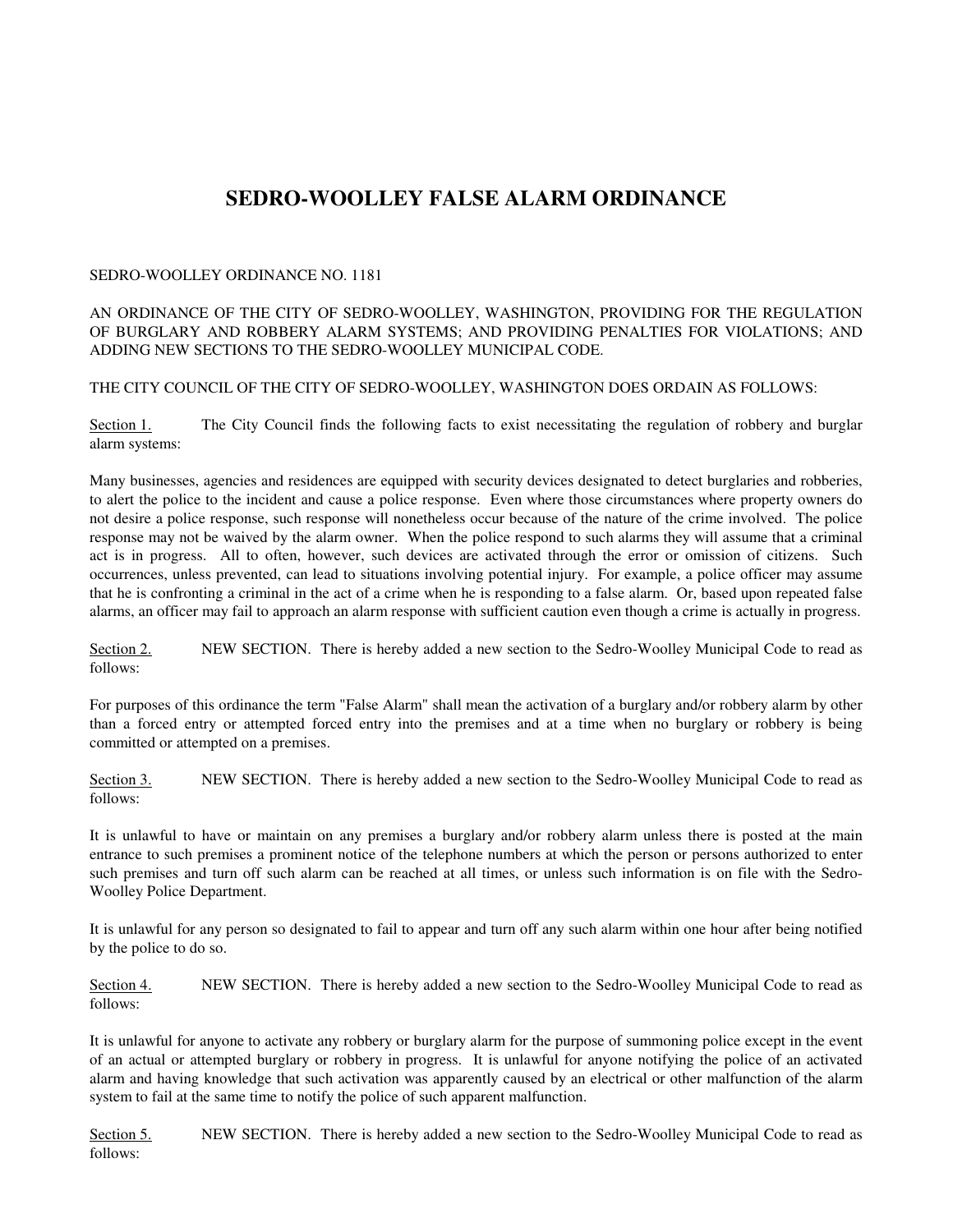# SEDRO-WOOLLEY FALSE ALARM ORDINANCE

SEDRO-WOOLLEY ORDINANCE NO. 1181

AN ORDINANCE OF THE CITY OF SEDRO-WOOLLEY, WASHINGTON, PROVIDING FOR THE REGULATION OF BURGLARY AND ROBBERY ALARM SYSTEMS; AND PROVIDING PENALTIES FOR VIOLATIONS; AND ADDING NEW SECTIONS TO THE SEDRO-WOOLLEY MUNICIPAL CODE.

THE CITY COUNCIL OF THE CITY OF SEDRO-WOOLLEY, WASHINGTON DOES ORDAIN AS FOLLOWS:

Section 1. The City Council finds the following facts to exist necessitating the regulation of robbery and burglar alarm systems:

Many businesses, agencies and residences are equipped with security devices designated to detect burglaries and robberies, to alert the police to the incident and cause a police response. Even where those circumstances where property owners do not desire a police response, such response will nonetheless occur because of the nature of the crime involved. The police response may not be waived by the alarm owner. When the police respond to such alarms they will assume that a criminal act is in progress. All to often, however, such devices are activated through the error or omission of citizens. Such occurrences, unless prevented, can lead to situations involving potential injury. For example, a police officer may assume that he is confronting a criminal in the act of a crime when he is responding to a false alarm. Or, based upon repeated false alarms, an officer may fail to approach an alarm response with sufficient caution even though a crime is actually in progress.

Section 2. NEW SECTION. There is hereby added a new section to the Sedro-Woolley Municipal Code to read as follows:

For purposes of this ordinance the term "False Alarm" shall mean the activation of a burglary and/or robbery alarm by other than a forced entry or attempted forced entry into the premises and at a time when no burglary or robbery is being committed or attempted on a premises.

Section 3. NEW SECTION. There is hereby added a new section to the Sedro-Woolley Municipal Code to read as follows:

It is unlawful to have or maintain on any premises a burglary and/or robbery alarm unless there is posted at the main entrance to such premises a prominent notice of the telephone numbers at which the person or persons authorized to enter such premises and turn off such alarm can be reached at all times, or unless such information is on file with the Sedro-Woolley Police Department.

It is unlawful for any person so designated to fail to appear and turn off any such alarm within one hour after being notified by the police to do so.

Section 4. NEW SECTION. There is hereby added a new section to the Sedro-Woolley Municipal Code to read as follows:

It is unlawful for anyone to activate any robbery or burglary alarm for the purpose of summoning police except in the event of an actual or attempted burglary or robbery in progress. It is unlawful for anyone notifying the police of an activated alarm and having knowledge that such activation was apparently caused by an electrical or other malfunction of the alarm system to fail at the same time to notify the police of such apparent malfunction.

Section 5. NEW SECTION. There is hereby added a new section to the Sedro-Woolley Municipal Code to read as follows: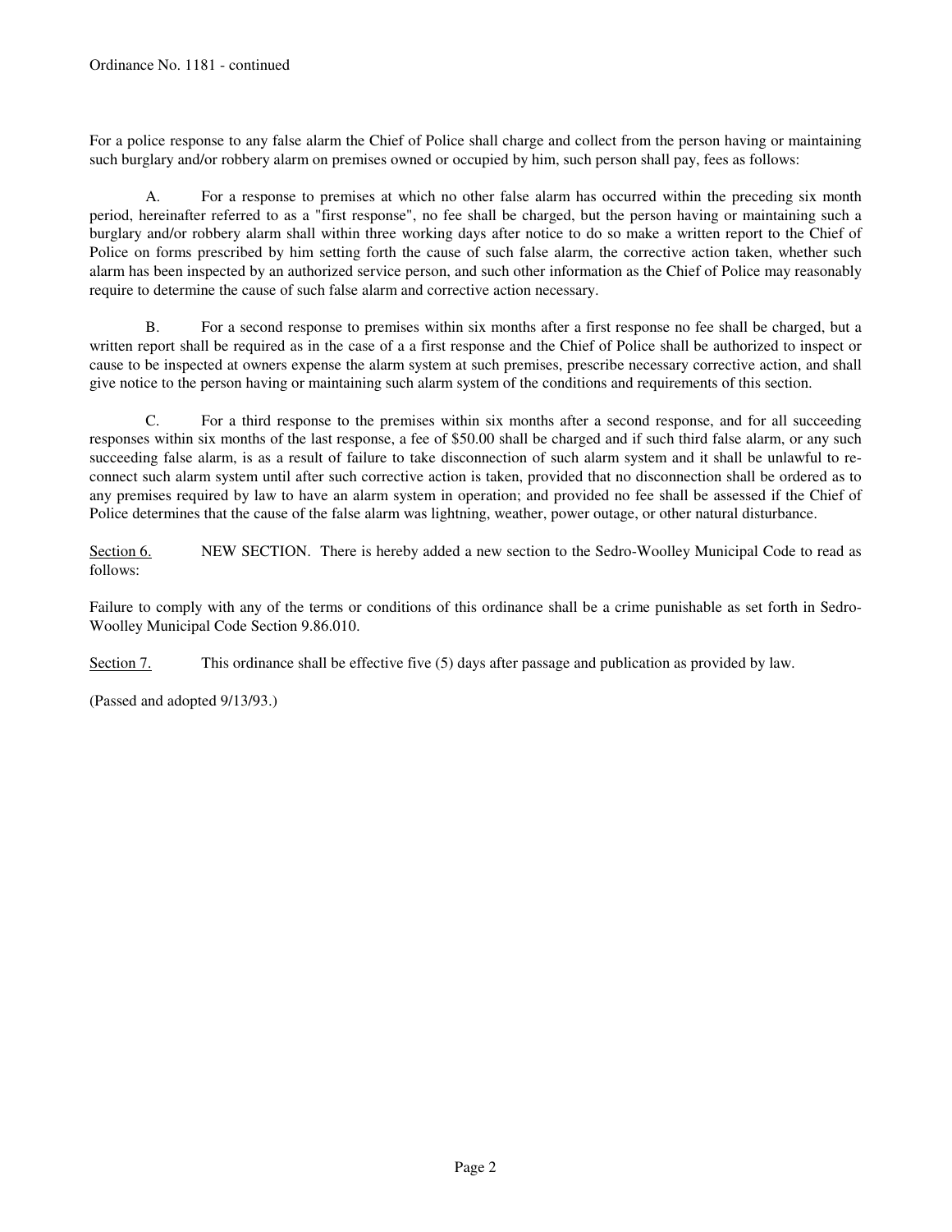Ordinance No. 1181 - continued

For a police response to any false alarm the Chief of Police shall charge and collect from the person having or maintaining such burglary and/or robbery alarm on premises owned or occupied by him, such person shall pay, fees as follows:

A. For a response to premises at which no other false alarm has occurred within the preceding six month period, hereinafter referred to as a "first response", no fee shall be charged, but the person having or maintaining such a burglary and/or robbery alarm shall within three working days after notice to do so make a written report to the Chief of Police on forms prescribed by him setting forth the cause of such false alarm, the corrective action taken, whether such alarm has been inspected by an authorized service person, and such other information as the Chief of Police may reasonably require to determine the cause of such false alarm and corrective action necessary.

B. For a second response to premises within six months after a first response no fee shall be charged, but a written report shall be required as in the case of a a first response and the Chief of Police shall be authorized to inspect or cause to be inspected at owners expense the alarm system at such premises, prescribe necessary corrective action, and shall give notice to the person having or maintaining such alarm system of the conditions and requirements of this section.

C. For a third response to the premises within six months after a second response, and for all succeeding responses within six months of the last response, a fee of $50.00 shall be charged and if such third false alarm, or any such succeeding false alarm, is as a result of failure to take disconnection of such alarm system and it shall be unlawful to re-connect such alarm system until after such corrective action is taken, provided that no disconnection shall be ordered as to any premises required by law to have an alarm system in operation; and provided no fee shall be assessed if the Chief of Police determines that the cause of the false alarm was lightning, weather, power outage, or other natural disturbance.

<u>Section 6.</u> NEW SECTION. There is hereby added a new section to the Sedro-Woolley Municipal Code to read as follows:

Failure to comply with any of the terms or conditions of this ordinance shall be a crime punishable as set forth in Sedro-Woolley Municipal Code Section 9.86.010.

<u>Section 7.</u> This ordinance shall be effective five (5) days after passage and publication as provided by law.

(Passed and adopted 9/13/93.)